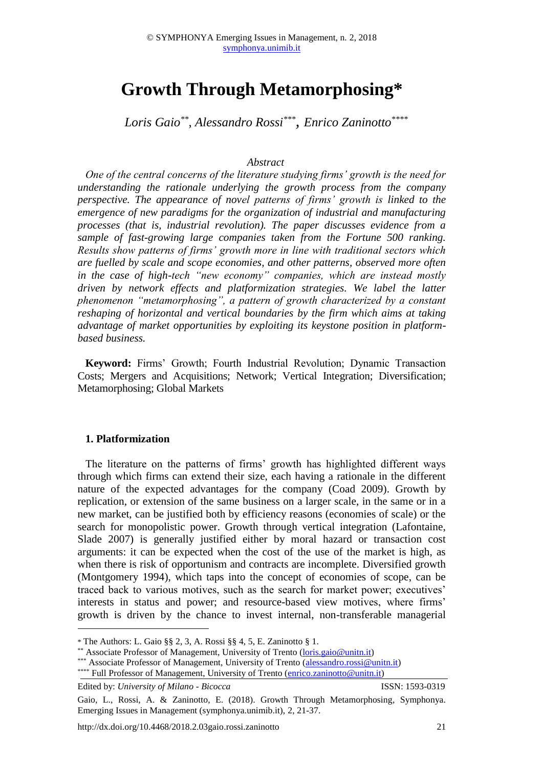# Growth Through Metamorphosing*

*Loris Gaio[**], Alessandro Rossi[***], Enrico Zaninotto[****]*

*Abstract*

*One of the central concerns of the literature studying firms' growth is the need for understanding the rationale underlying the growth process from the company perspective. The appearance of novel patterns of firms' growth is linked to the emergence of new paradigms for the organization of industrial and manufacturing processes (that is, industrial revolution). The paper discusses evidence from a sample of fast-growing large companies taken from the Fortune 500 ranking. Results show patterns of firms' growth more in line with traditional sectors which are fuelled by scale and scope economies, and other patterns, observed more often in the case of high-tech "new economy" companies, which are instead mostly driven by network effects and platformization strategies. We label the latter phenomenon "metamorphosing", a pattern of growth characterized by a constant reshaping of horizontal and vertical boundaries by the firm which aims at taking advantage of market opportunities by exploiting its keystone position in platform-based business.*

**Keyword:** Firms' Growth; Fourth Industrial Revolution; Dynamic Transaction Costs; Mergers and Acquisitions; Network; Vertical Integration; Diversification; Metamorphosing; Global Markets

## 1. Platformization

The literature on the patterns of firms' growth has highlighted different ways through which firms can extend their size, each having a rationale in the different nature of the expected advantages for the company (Coad 2009). Growth by replication, or extension of the same business on a larger scale, in the same or in a new market, can be justified both by efficiency reasons (economies of scale) or the search for monopolistic power. Growth through vertical integration (Lafontaine, Slade 2007) is generally justified either by moral hazard or transaction cost arguments: it can be expected when the cost of the use of the market is high, as when there is risk of opportunism and contracts are incomplete. Diversified growth (Montgomery 1994), which taps into the concept of economies of scope, can be traced back to various motives, such as the search for market power; executives' interests in status and power; and resource-based view motives, where firms' growth is driven by the chance to invest internal, non-transferable managerial

---

[*] The Authors: L. Gaio §§ 2, 3, A. Rossi §§ 4, 5, E. Zaninotto § 1.

[**] Associate Professor of Management, University of Trento (loris.gaio@unitn.it)

[***] Associate Professor of Management, University of Trento (alessandro.rossi@unitn.it)

[****] Full Professor of Management, University of Trento (enrico.zaninotto@unitn.it)

Edited by: *University of Milano - Bicocca* ISSN: 1593-0319

Gaio, L., Rossi, A. & Zaninotto, E. (2018). Growth Through Metamorphosing, Symphonya. Emerging Issues in Management (symphonya.unimib.it), 2, 21-37.

http://dx.doi.org/10.4468/2018.2.03gaio.rossi.zaninotto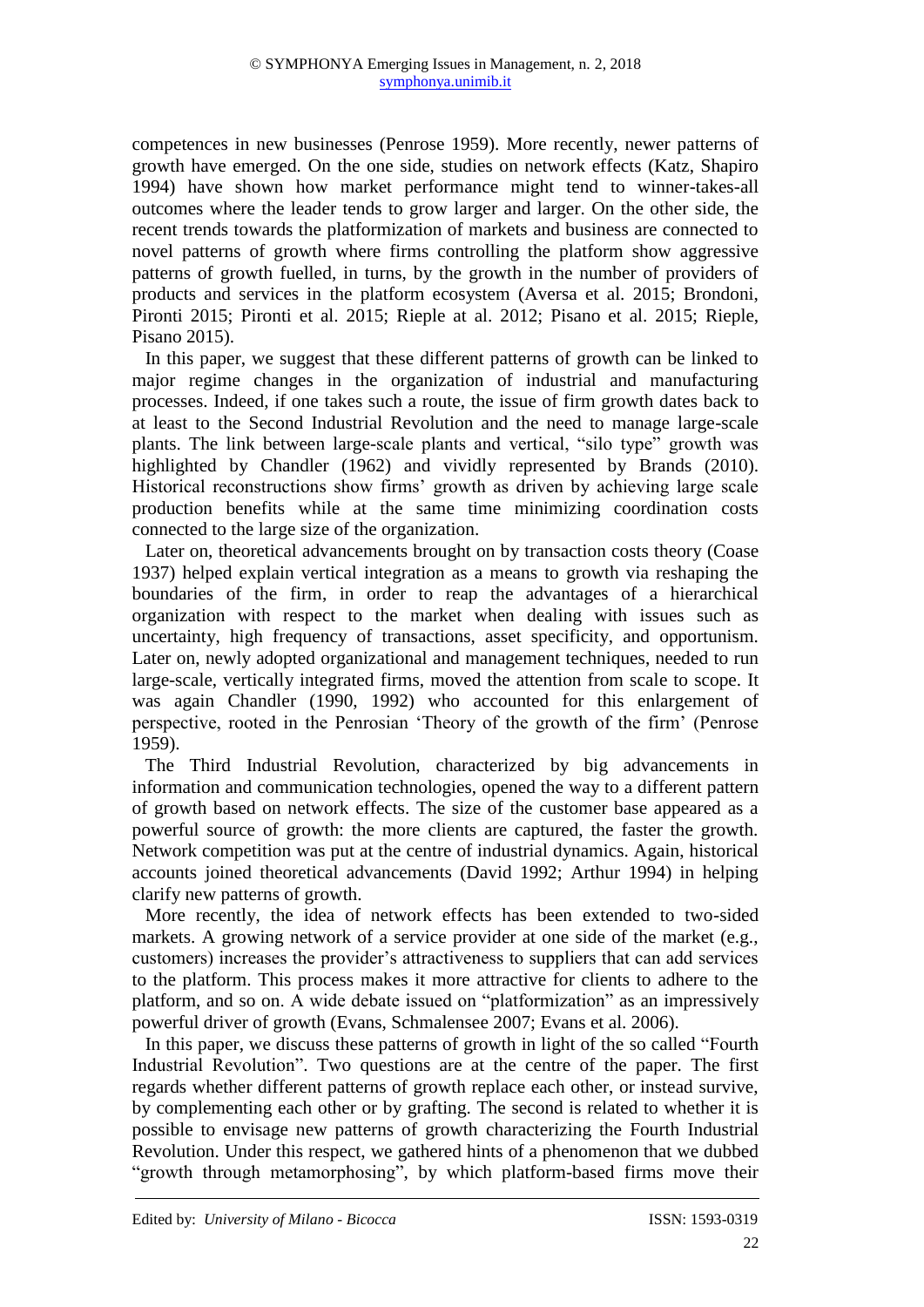competences in new businesses (Penrose 1959). More recently, newer patterns of growth have emerged. On the one side, studies on network effects (Katz, Shapiro 1994) have shown how market performance might tend to winner-takes-all outcomes where the leader tends to grow larger and larger. On the other side, the recent trends towards the platformization of markets and business are connected to novel patterns of growth where firms controlling the platform show aggressive patterns of growth fuelled, in turns, by the growth in the number of providers of products and services in the platform ecosystem (Aversa et al. 2015; Brondoni, Pironti 2015; Pironti et al. 2015; Rieple at al. 2012; Pisano et al. 2015; Rieple, Pisano 2015).

In this paper, we suggest that these different patterns of growth can be linked to major regime changes in the organization of industrial and manufacturing processes. Indeed, if one takes such a route, the issue of firm growth dates back to at least to the Second Industrial Revolution and the need to manage large-scale plants. The link between large-scale plants and vertical, "silo type" growth was highlighted by Chandler (1962) and vividly represented by Brands (2010). Historical reconstructions show firms' growth as driven by achieving large scale production benefits while at the same time minimizing coordination costs connected to the large size of the organization.

Later on, theoretical advancements brought on by transaction costs theory (Coase 1937) helped explain vertical integration as a means to growth via reshaping the boundaries of the firm, in order to reap the advantages of a hierarchical organization with respect to the market when dealing with issues such as uncertainty, high frequency of transactions, asset specificity, and opportunism. Later on, newly adopted organizational and management techniques, needed to run large-scale, vertically integrated firms, moved the attention from scale to scope. It was again Chandler (1990, 1992) who accounted for this enlargement of perspective, rooted in the Penrosian 'Theory of the growth of the firm' (Penrose 1959).

The Third Industrial Revolution, characterized by big advancements in information and communication technologies, opened the way to a different pattern of growth based on network effects. The size of the customer base appeared as a powerful source of growth: the more clients are captured, the faster the growth. Network competition was put at the centre of industrial dynamics. Again, historical accounts joined theoretical advancements (David 1992; Arthur 1994) in helping clarify new patterns of growth.

More recently, the idea of network effects has been extended to two-sided markets. A growing network of a service provider at one side of the market (e.g., customers) increases the provider's attractiveness to suppliers that can add services to the platform. This process makes it more attractive for clients to adhere to the platform, and so on. A wide debate issued on "platformization" as an impressively powerful driver of growth (Evans, Schmalensee 2007; Evans et al. 2006).

In this paper, we discuss these patterns of growth in light of the so called "Fourth Industrial Revolution". Two questions are at the centre of the paper. The first regards whether different patterns of growth replace each other, or instead survive, by complementing each other or by grafting. The second is related to whether it is possible to envisage new patterns of growth characterizing the Fourth Industrial Revolution. Under this respect, we gathered hints of a phenomenon that we dubbed "growth through metamorphosing", by which platform-based firms move their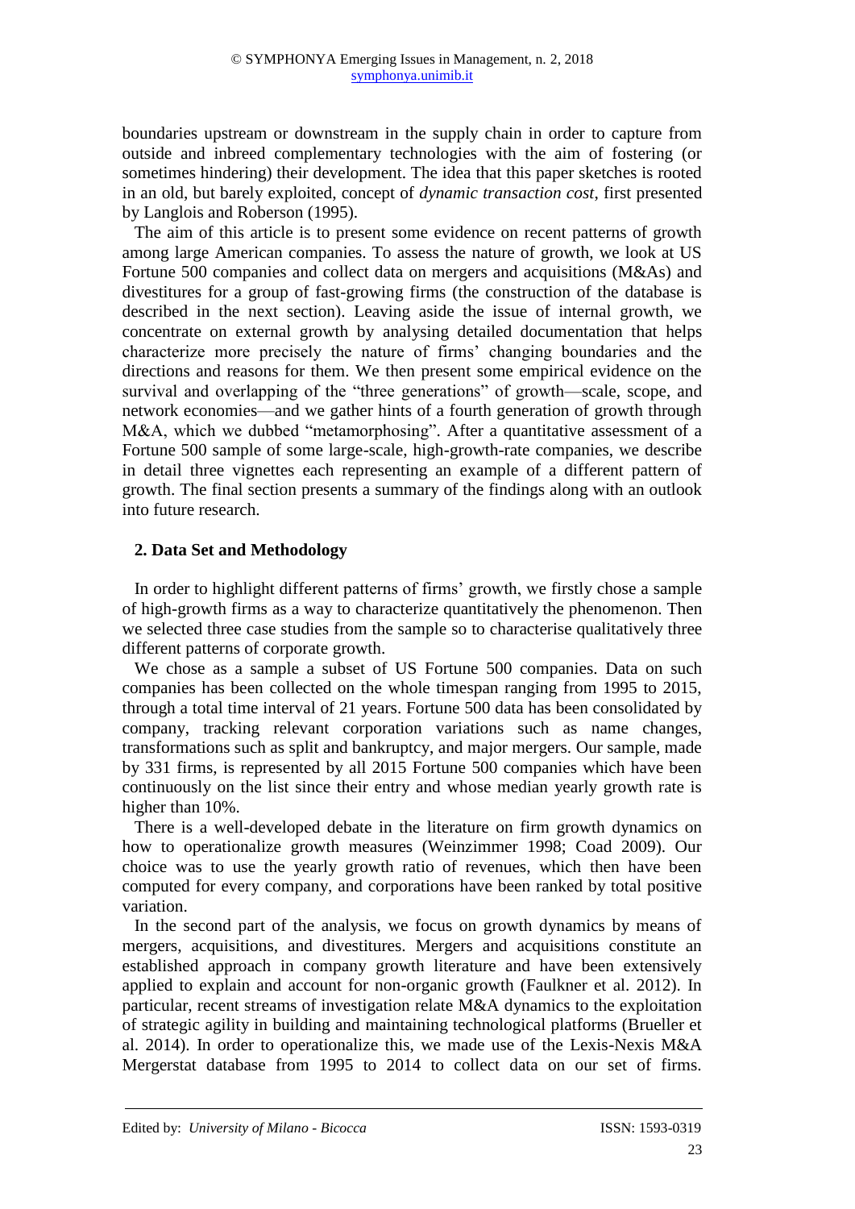boundaries upstream or downstream in the supply chain in order to capture from outside and inbreed complementary technologies with the aim of fostering (or sometimes hindering) their development. The idea that this paper sketches is rooted in an old, but barely exploited, concept of *dynamic transaction cost*, first presented by Langlois and Roberson (1995).

The aim of this article is to present some evidence on recent patterns of growth among large American companies. To assess the nature of growth, we look at US Fortune 500 companies and collect data on mergers and acquisitions (M&As) and divestitures for a group of fast-growing firms (the construction of the database is described in the next section). Leaving aside the issue of internal growth, we concentrate on external growth by analysing detailed documentation that helps characterize more precisely the nature of firms' changing boundaries and the directions and reasons for them. We then present some empirical evidence on the survival and overlapping of the "three generations" of growth—scale, scope, and network economies—and we gather hints of a fourth generation of growth through M&A, which we dubbed "metamorphosing". After a quantitative assessment of a Fortune 500 sample of some large-scale, high-growth-rate companies, we describe in detail three vignettes each representing an example of a different pattern of growth. The final section presents a summary of the findings along with an outlook into future research.

## 2. Data Set and Methodology

In order to highlight different patterns of firms' growth, we firstly chose a sample of high-growth firms as a way to characterize quantitatively the phenomenon. Then we selected three case studies from the sample so to characterise qualitatively three different patterns of corporate growth.

We chose as a sample a subset of US Fortune 500 companies. Data on such companies has been collected on the whole timespan ranging from 1995 to 2015, through a total time interval of 21 years. Fortune 500 data has been consolidated by company, tracking relevant corporation variations such as name changes, transformations such as split and bankruptcy, and major mergers. Our sample, made by 331 firms, is represented by all 2015 Fortune 500 companies which have been continuously on the list since their entry and whose median yearly growth rate is higher than 10%.

There is a well-developed debate in the literature on firm growth dynamics on how to operationalize growth measures (Weinzimmer 1998; Coad 2009). Our choice was to use the yearly growth ratio of revenues, which then have been computed for every company, and corporations have been ranked by total positive variation.

In the second part of the analysis, we focus on growth dynamics by means of mergers, acquisitions, and divestitures. Mergers and acquisitions constitute an established approach in company growth literature and have been extensively applied to explain and account for non-organic growth (Faulkner et al. 2012). In particular, recent streams of investigation relate M&A dynamics to the exploitation of strategic agility in building and maintaining technological platforms (Brueller et al. 2014). In order to operationalize this, we made use of the Lexis-Nexis M&A Mergerstat database from 1995 to 2014 to collect data on our set of firms.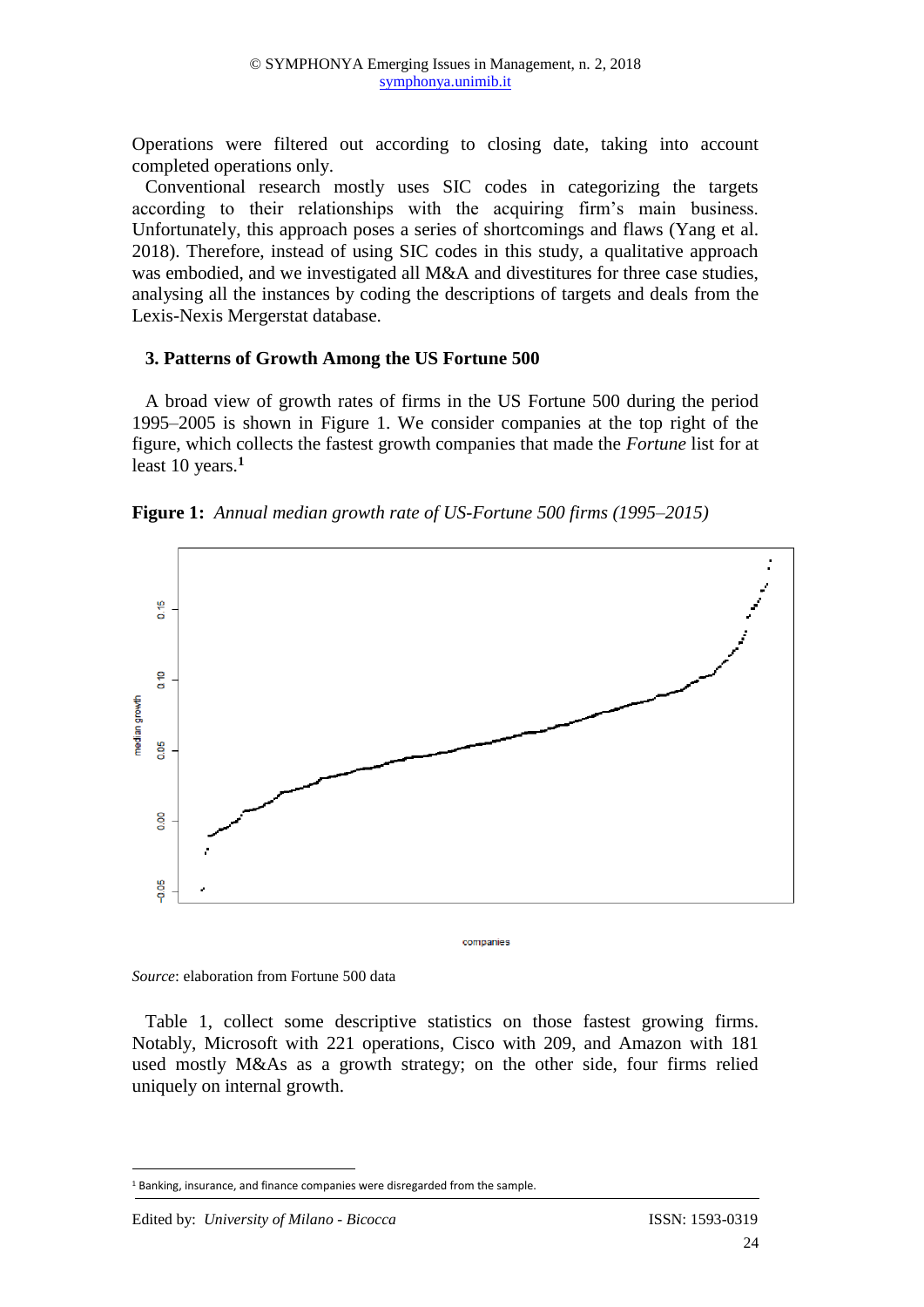Operations were filtered out according to closing date, taking into account completed operations only.

Conventional research mostly uses SIC codes in categorizing the targets according to their relationships with the acquiring firm's main business. Unfortunately, this approach poses a series of shortcomings and flaws (Yang et al. 2018). Therefore, instead of using SIC codes in this study, a qualitative approach was embodied, and we investigated all M&A and divestitures for three case studies, analysing all the instances by coding the descriptions of targets and deals from the Lexis-Nexis Mergerstat database.

## 3. Patterns of Growth Among the US Fortune 500

A broad view of growth rates of firms in the US Fortune 500 during the period 1995–2005 is shown in Figure 1. We consider companies at the top right of the figure, which collects the fastest growth companies that made the *Fortune* list for at least 10 years.[1]

**Figure 1:** *Annual median growth rate of US-Fortune 500 firms (1995–2015)*

*Source*: elaboration from Fortune 500 data

Table 1, collect some descriptive statistics on those fastest growing firms. Notably, Microsoft with 221 operations, Cisco with 209, and Amazon with 181 used mostly M&As as a growth strategy; on the other side, four firms relied uniquely on internal growth.

[1] Banking, insurance, and finance companies were disregarded from the sample.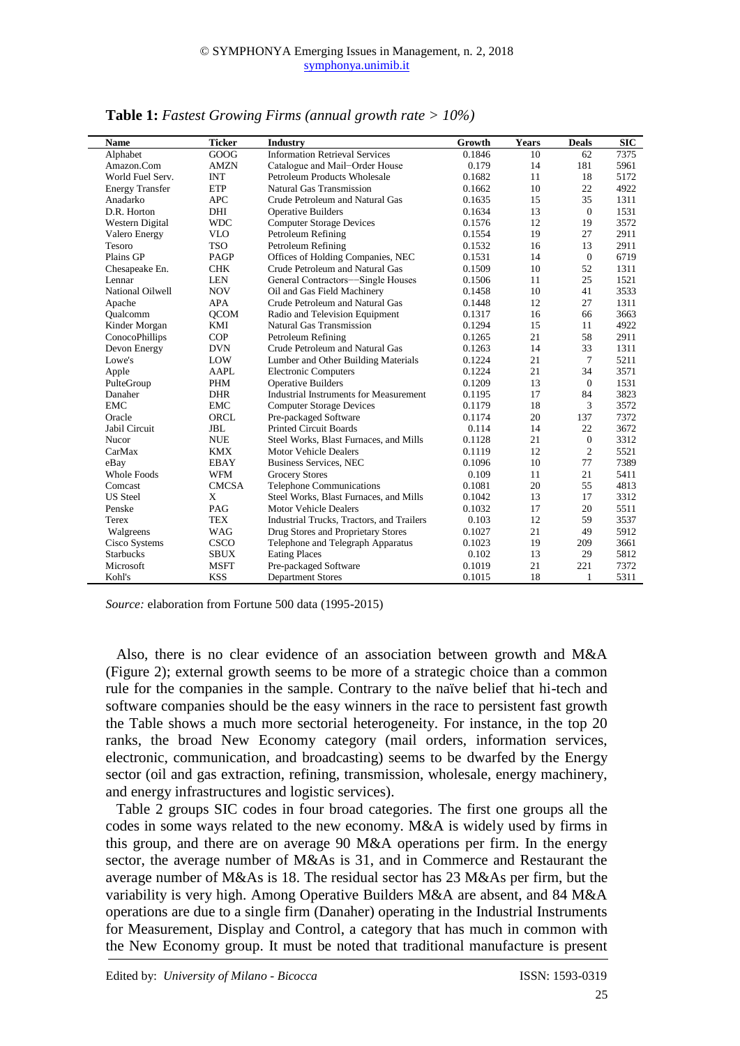**Table 1:** *Fastest Growing Firms (annual growth rate > 10%)*

| Name | Ticker | Industry | Growth | Years | Deals | SIC |
|---|---|---|---|---|---|---|
| Alphabet | GOOG | Information Retrieval Services | 0.1846 | 10 | 62 | 7375 |
| Amazon.Com | AMZN | Catalogue and Mail–Order House | 0.179 | 14 | 181 | 5961 |
| World Fuel Serv. | INT | Petroleum Products Wholesale | 0.1682 | 11 | 18 | 5172 |
| Energy Transfer | ETP | Natural Gas Transmission | 0.1662 | 10 | 22 | 4922 |
| Anadarko | APC | Crude Petroleum and Natural Gas | 0.1635 | 15 | 35 | 1311 |
| D.R. Horton | DHI | Operative Builders | 0.1634 | 13 | 0 | 1531 |
| Western Digital | WDC | Computer Storage Devices | 0.1576 | 12 | 19 | 3572 |
| Valero Energy | VLO | Petroleum Refining | 0.1554 | 19 | 27 | 2911 |
| Tesoro | TSO | Petroleum Refining | 0.1532 | 16 | 13 | 2911 |
| Plains GP | PAGP | Offices of Holding Companies, NEC | 0.1531 | 14 | 0 | 6719 |
| Chesapeake En. | CHK | Crude Petroleum and Natural Gas | 0.1509 | 10 | 52 | 1311 |
| Lennar | LEN | General Contractors—Single Houses | 0.1506 | 11 | 25 | 1521 |
| National Oilwell | NOV | Oil and Gas Field Machinery | 0.1458 | 10 | 41 | 3533 |
| Apache | APA | Crude Petroleum and Natural Gas | 0.1448 | 12 | 27 | 1311 |
| Qualcomm | QCOM | Radio and Television Equipment | 0.1317 | 16 | 66 | 3663 |
| Kinder Morgan | KMI | Natural Gas Transmission | 0.1294 | 15 | 11 | 4922 |
| ConocoPhillips | COP | Petroleum Refining | 0.1265 | 21 | 58 | 2911 |
| Devon Energy | DVN | Crude Petroleum and Natural Gas | 0.1263 | 14 | 33 | 1311 |
| Lowe's | LOW | Lumber and Other Building Materials | 0.1224 | 21 | 7 | 5211 |
| Apple | AAPL | Electronic Computers | 0.1224 | 21 | 34 | 3571 |
| PulteGroup | PHM | Operative Builders | 0.1209 | 13 | 0 | 1531 |
| Danaher | DHR | Industrial Instruments for Measurement | 0.1195 | 17 | 84 | 3823 |
| EMC | EMC | Computer Storage Devices | 0.1179 | 18 | 3 | 3572 |
| Oracle | ORCL | Pre-packaged Software | 0.1174 | 20 | 137 | 7372 |
| Jabil Circuit | JBL | Printed Circuit Boards | 0.114 | 14 | 22 | 3672 |
| Nucor | NUE | Steel Works, Blast Furnaces, and Mills | 0.1128 | 21 | 0 | 3312 |
| CarMax | KMX | Motor Vehicle Dealers | 0.1119 | 12 | 2 | 5521 |
| eBay | EBAY | Business Services, NEC | 0.1096 | 10 | 77 | 7389 |
| Whole Foods | WFM | Grocery Stores | 0.109 | 11 | 21 | 5411 |
| Comcast | CMCSA | Telephone Communications | 0.1081 | 20 | 55 | 4813 |
| US Steel | X | Steel Works, Blast Furnaces, and Mills | 0.1042 | 13 | 17 | 3312 |
| Penske | PAG | Motor Vehicle Dealers | 0.1032 | 17 | 20 | 5511 |
| Terex | TEX | Industrial Trucks, Tractors, and Trailers | 0.103 | 12 | 59 | 3537 |
| Walgreens | WAG | Drug Stores and Proprietary Stores | 0.1027 | 21 | 49 | 5912 |
| Cisco Systems | CSCO | Telephone and Telegraph Apparatus | 0.1023 | 19 | 209 | 3661 |
| Starbucks | SBUX | Eating Places | 0.102 | 13 | 29 | 5812 |
| Microsoft | MSFT | Pre-packaged Software | 0.1019 | 21 | 221 | 7372 |
| Kohl's | KSS | Department Stores | 0.1015 | 18 | 1 | 5311 |

*Source:* elaboration from Fortune 500 data (1995-2015)

Also, there is no clear evidence of an association between growth and M&A (Figure 2); external growth seems to be more of a strategic choice than a common rule for the companies in the sample. Contrary to the naïve belief that hi-tech and software companies should be the easy winners in the race to persistent fast growth the Table shows a much more sectorial heterogeneity. For instance, in the top 20 ranks, the broad New Economy category (mail orders, information services, electronic, communication, and broadcasting) seems to be dwarfed by the Energy sector (oil and gas extraction, refining, transmission, wholesale, energy machinery, and energy infrastructures and logistic services).

Table 2 groups SIC codes in four broad categories. The first one groups all the codes in some ways related to the new economy. M&A is widely used by firms in this group, and there are on average 90 M&A operations per firm. In the energy sector, the average number of M&As is 31, and in Commerce and Restaurant the average number of M&As is 18. The residual sector has 23 M&As per firm, but the variability is very high. Among Operative Builders M&A are absent, and 84 M&A operations are due to a single firm (Danaher) operating in the Industrial Instruments for Measurement, Display and Control, a category that has much in common with the New Economy group. It must be noted that traditional manufacture is present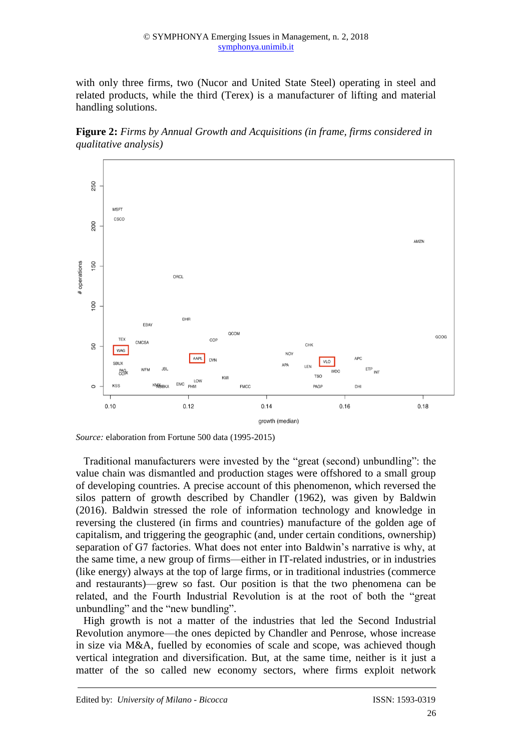with only three firms, two (Nucor and United State Steel) operating in steel and related products, while the third (Terex) is a manufacturer of lifting and material handling solutions.

**Figure 2:** *Firms by Annual Growth and Acquisitions (in frame, firms considered in qualitative analysis)*

*Source:* elaboration from Fortune 500 data (1995-2015)

Traditional manufacturers were invested by the "great (second) unbundling": the value chain was dismantled and production stages were offshored to a small group of developing countries. A precise account of this phenomenon, which reversed the silos pattern of growth described by Chandler (1962), was given by Baldwin (2016). Baldwin stressed the role of information technology and knowledge in reversing the clustered (in firms and countries) manufacture of the golden age of capitalism, and triggering the geographic (and, under certain conditions, ownership) separation of G7 factories. What does not enter into Baldwin's narrative is why, at the same time, a new group of firms—either in IT-related industries, or in industries (like energy) always at the top of large firms, or in traditional industries (commerce and restaurants)—grew so fast. Our position is that the two phenomena can be related, and the Fourth Industrial Revolution is at the root of both the "great unbundling" and the "new bundling".

High growth is not a matter of the industries that led the Second Industrial Revolution anymore—the ones depicted by Chandler and Penrose, whose increase in size via M&A, fuelled by economies of scale and scope, was achieved though vertical integration and diversification. But, at the same time, neither is it just a matter of the so called new economy sectors, where firms exploit network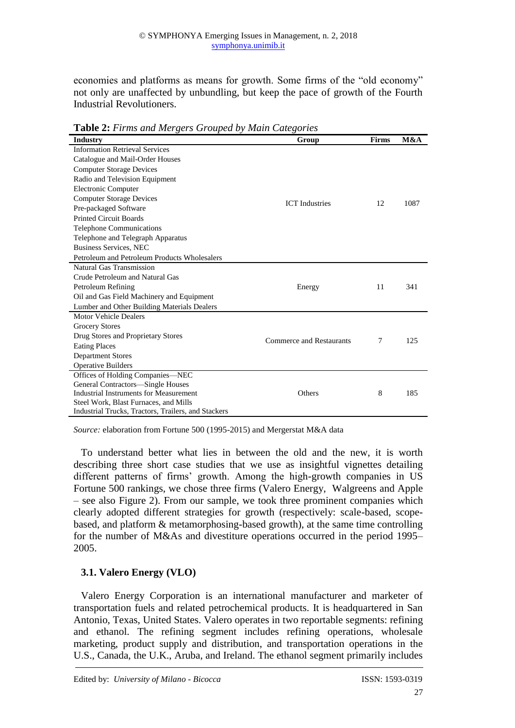economies and platforms as means for growth. Some firms of the "old economy" not only are unaffected by unbundling, but keep the pace of growth of the Fourth Industrial Revolutioners.

**Table 2:** *Firms and Mergers Grouped by Main Categories*

| Industry | Group | Firms | M&A |
|---|---|---|---|
| Information Retrieval Services<br>Catalogue and Mail-Order Houses<br>Computer Storage Devices<br>Radio and Television Equipment<br>Electronic Computer<br>Computer Storage Devices<br>Pre-packaged Software<br>Printed Circuit Boards<br>Telephone Communications<br>Telephone and Telegraph Apparatus<br>Business Services, NEC<br>Petroleum and Petroleum Products Wholesalers | ICT Industries | 12 | 1087 |
| Natural Gas Transmission<br>Crude Petroleum and Natural Gas<br>Petroleum Refining<br>Oil and Gas Field Machinery and Equipment<br>Lumber and Other Building Materials Dealers | Energy | 11 | 341 |
| Motor Vehicle Dealers<br>Grocery Stores<br>Drug Stores and Proprietary Stores<br>Eating Places<br>Department Stores<br>Operative Builders | Commerce and Restaurants | 7 | 125 |
| Offices of Holding Companies—NEC<br>General Contractors—Single Houses<br>Industrial Instruments for Measurement<br>Steel Work, Blast Furnaces, and Mills<br>Industrial Trucks, Tractors, Trailers, and Stackers | Others | 8 | 185 |

*Source:* elaboration from Fortune 500 (1995-2015) and Mergerstat M&A data

To understand better what lies in between the old and the new, it is worth describing three short case studies that we use as insightful vignettes detailing different patterns of firms' growth. Among the high-growth companies in US Fortune 500 rankings, we chose three firms (Valero Energy, Walgreens and Apple – see also Figure 2). From our sample, we took three prominent companies which clearly adopted different strategies for growth (respectively: scale-based, scope-based, and platform & metamorphosing-based growth), at the same time controlling for the number of M&As and divestiture operations occurred in the period 1995–2005.

### 3.1. Valero Energy (VLO)

Valero Energy Corporation is an international manufacturer and marketer of transportation fuels and related petrochemical products. It is headquartered in San Antonio, Texas, United States. Valero operates in two reportable segments: refining and ethanol. The refining segment includes refining operations, wholesale marketing, product supply and distribution, and transportation operations in the U.S., Canada, the U.K., Aruba, and Ireland. The ethanol segment primarily includes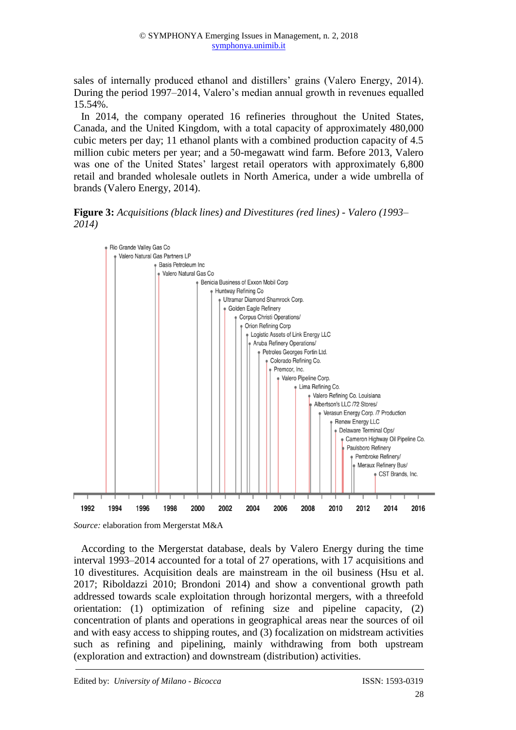sales of internally produced ethanol and distillers' grains (Valero Energy, 2014). During the period 1997–2014, Valero's median annual growth in revenues equalled 15.54%.

In 2014, the company operated 16 refineries throughout the United States, Canada, and the United Kingdom, with a total capacity of approximately 480,000 cubic meters per day; 11 ethanol plants with a combined production capacity of 4.5 million cubic meters per year; and a 50-megawatt wind farm. Before 2013, Valero was one of the United States' largest retail operators with approximately 6,800 retail and branded wholesale outlets in North America, under a wide umbrella of brands (Valero Energy, 2014).

**Figure 3:** *Acquisitions (black lines) and Divestitures (red lines) - Valero (1993–2014)*

*Source:* elaboration from Mergerstat M&A

According to the Mergerstat database, deals by Valero Energy during the time interval 1993–2014 accounted for a total of 27 operations, with 17 acquisitions and 10 divestitures. Acquisition deals are mainstream in the oil business (Hsu et al. 2017; Riboldazzi 2010; Brondoni 2014) and show a conventional growth path addressed towards scale exploitation through horizontal mergers, with a threefold orientation: (1) optimization of refining size and pipeline capacity, (2) concentration of plants and operations in geographical areas near the sources of oil and with easy access to shipping routes, and (3) focalization on midstream activities such as refining and pipelining, mainly withdrawing from both upstream (exploration and extraction) and downstream (distribution) activities.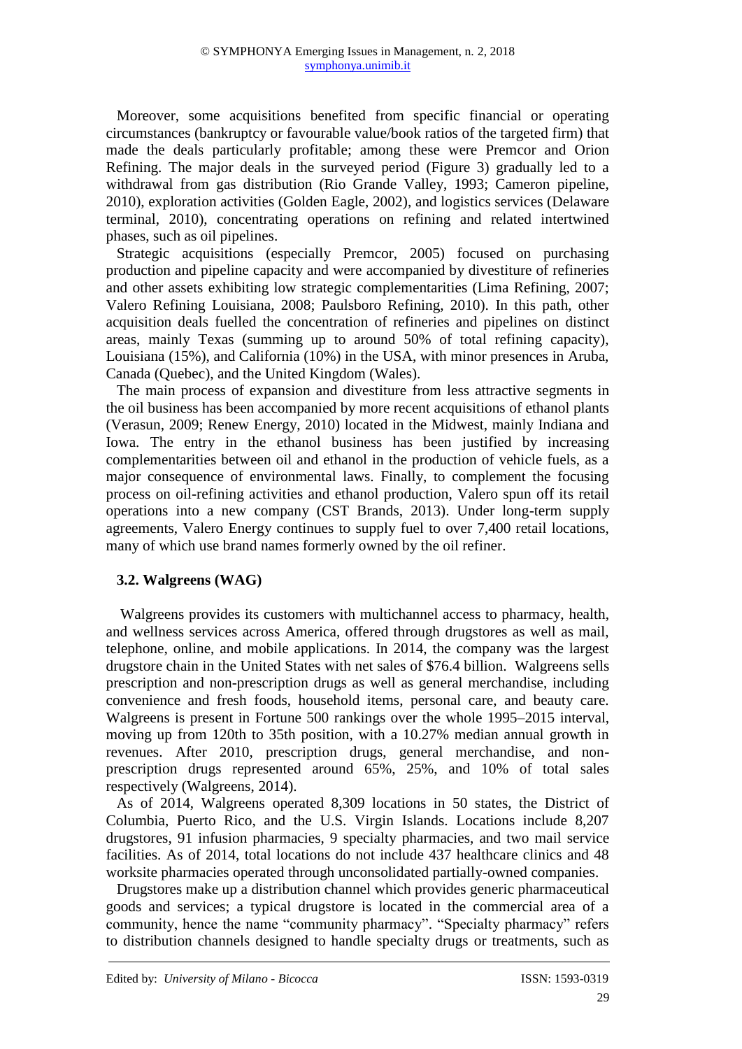Moreover, some acquisitions benefited from specific financial or operating circumstances (bankruptcy or favourable value/book ratios of the targeted firm) that made the deals particularly profitable; among these were Premcor and Orion Refining. The major deals in the surveyed period (Figure 3) gradually led to a withdrawal from gas distribution (Rio Grande Valley, 1993; Cameron pipeline, 2010), exploration activities (Golden Eagle, 2002), and logistics services (Delaware terminal, 2010), concentrating operations on refining and related intertwined phases, such as oil pipelines.

Strategic acquisitions (especially Premcor, 2005) focused on purchasing production and pipeline capacity and were accompanied by divestiture of refineries and other assets exhibiting low strategic complementarities (Lima Refining, 2007; Valero Refining Louisiana, 2008; Paulsboro Refining, 2010). In this path, other acquisition deals fuelled the concentration of refineries and pipelines on distinct areas, mainly Texas (summing up to around 50% of total refining capacity), Louisiana (15%), and California (10%) in the USA, with minor presences in Aruba, Canada (Quebec), and the United Kingdom (Wales).

The main process of expansion and divestiture from less attractive segments in the oil business has been accompanied by more recent acquisitions of ethanol plants (Verasun, 2009; Renew Energy, 2010) located in the Midwest, mainly Indiana and Iowa. The entry in the ethanol business has been justified by increasing complementarities between oil and ethanol in the production of vehicle fuels, as a major consequence of environmental laws. Finally, to complement the focusing process on oil-refining activities and ethanol production, Valero spun off its retail operations into a new company (CST Brands, 2013). Under long-term supply agreements, Valero Energy continues to supply fuel to over 7,400 retail locations, many of which use brand names formerly owned by the oil refiner.

### 3.2. Walgreens (WAG)

Walgreens provides its customers with multichannel access to pharmacy, health, and wellness services across America, offered through drugstores as well as mail, telephone, online, and mobile applications. In 2014, the company was the largest drugstore chain in the United States with net sales of $76.4 billion. Walgreens sells prescription and non-prescription drugs as well as general merchandise, including convenience and fresh foods, household items, personal care, and beauty care. Walgreens is present in Fortune 500 rankings over the whole 1995–2015 interval, moving up from 120th to 35th position, with a 10.27% median annual growth in revenues. After 2010, prescription drugs, general merchandise, and non-prescription drugs represented around 65%, 25%, and 10% of total sales respectively (Walgreens, 2014).

As of 2014, Walgreens operated 8,309 locations in 50 states, the District of Columbia, Puerto Rico, and the U.S. Virgin Islands. Locations include 8,207 drugstores, 91 infusion pharmacies, 9 specialty pharmacies, and two mail service facilities. As of 2014, total locations do not include 437 healthcare clinics and 48 worksite pharmacies operated through unconsolidated partially-owned companies.

Drugstores make up a distribution channel which provides generic pharmaceutical goods and services; a typical drugstore is located in the commercial area of a community, hence the name "community pharmacy". "Specialty pharmacy" refers to distribution channels designed to handle specialty drugs or treatments, such as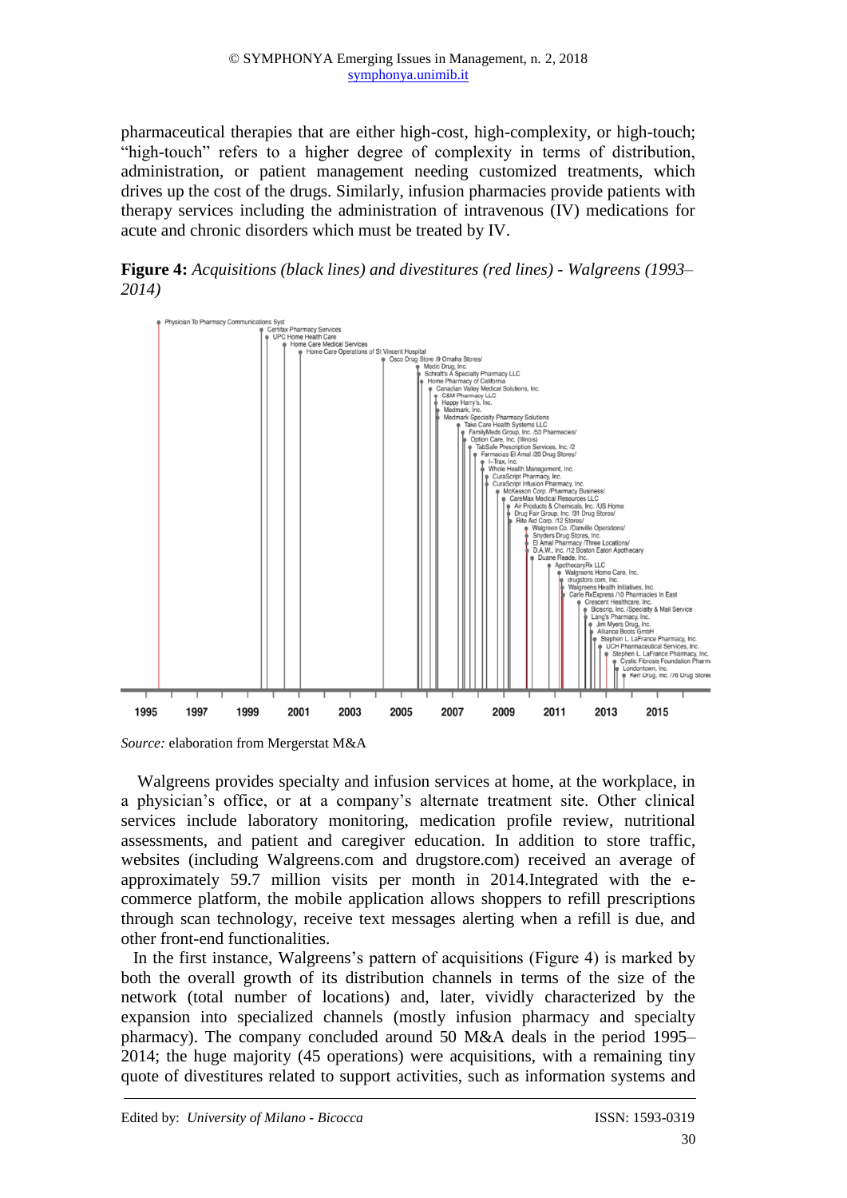pharmaceutical therapies that are either high-cost, high-complexity, or high-touch; "high-touch" refers to a higher degree of complexity in terms of distribution, administration, or patient management needing customized treatments, which drives up the cost of the drugs. Similarly, infusion pharmacies provide patients with therapy services including the administration of intravenous (IV) medications for acute and chronic disorders which must be treated by IV.

**Figure 4:** *Acquisitions (black lines) and divestitures (red lines) - Walgreens (1993–2014)*

*Source:* elaboration from Mergerstat M&A

Walgreens provides specialty and infusion services at home, at the workplace, in a physician's office, or at a company's alternate treatment site. Other clinical services include laboratory monitoring, medication profile review, nutritional assessments, and patient and caregiver education. In addition to store traffic, websites (including Walgreens.com and drugstore.com) received an average of approximately 59.7 million visits per month in 2014.Integrated with the e-commerce platform, the mobile application allows shoppers to refill prescriptions through scan technology, receive text messages alerting when a refill is due, and other front-end functionalities.

In the first instance, Walgreens's pattern of acquisitions (Figure 4) is marked by both the overall growth of its distribution channels in terms of the size of the network (total number of locations) and, later, vividly characterized by the expansion into specialized channels (mostly infusion pharmacy and specialty pharmacy). The company concluded around 50 M&A deals in the period 1995–2014; the huge majority (45 operations) were acquisitions, with a remaining tiny quote of divestitures related to support activities, such as information systems and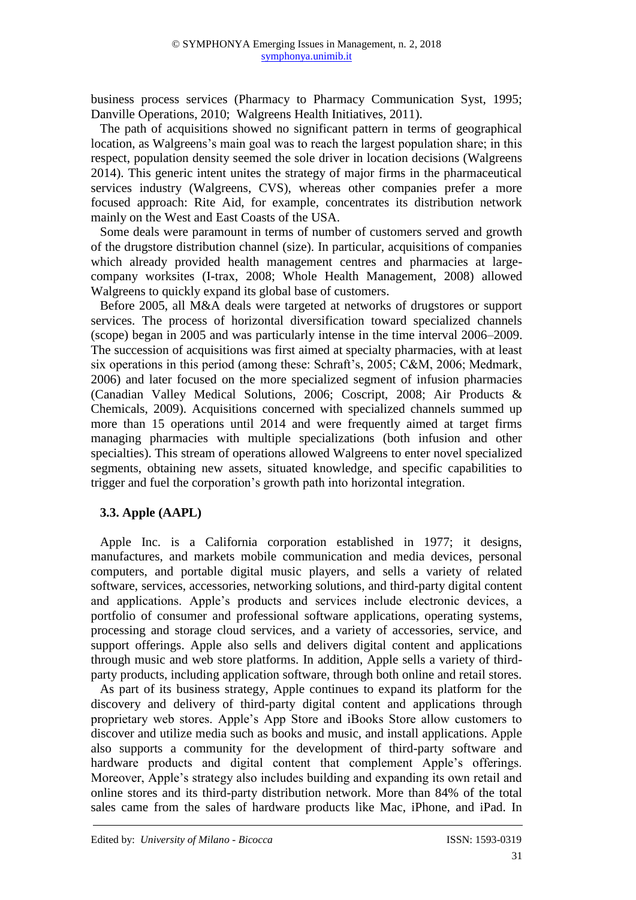business process services (Pharmacy to Pharmacy Communication Syst, 1995; Danville Operations, 2010; Walgreens Health Initiatives, 2011).

The path of acquisitions showed no significant pattern in terms of geographical location, as Walgreens's main goal was to reach the largest population share; in this respect, population density seemed the sole driver in location decisions (Walgreens 2014). This generic intent unites the strategy of major firms in the pharmaceutical services industry (Walgreens, CVS), whereas other companies prefer a more focused approach: Rite Aid, for example, concentrates its distribution network mainly on the West and East Coasts of the USA.

Some deals were paramount in terms of number of customers served and growth of the drugstore distribution channel (size). In particular, acquisitions of companies which already provided health management centres and pharmacies at large-company worksites (I-trax, 2008; Whole Health Management, 2008) allowed Walgreens to quickly expand its global base of customers.

Before 2005, all M&A deals were targeted at networks of drugstores or support services. The process of horizontal diversification toward specialized channels (scope) began in 2005 and was particularly intense in the time interval 2006–2009. The succession of acquisitions was first aimed at specialty pharmacies, with at least six operations in this period (among these: Schraft's, 2005; C&M, 2006; Medmark, 2006) and later focused on the more specialized segment of infusion pharmacies (Canadian Valley Medical Solutions, 2006; Coscript, 2008; Air Products & Chemicals, 2009). Acquisitions concerned with specialized channels summed up more than 15 operations until 2014 and were frequently aimed at target firms managing pharmacies with multiple specializations (both infusion and other specialties). This stream of operations allowed Walgreens to enter novel specialized segments, obtaining new assets, situated knowledge, and specific capabilities to trigger and fuel the corporation's growth path into horizontal integration.

### 3.3. Apple (AAPL)

Apple Inc. is a California corporation established in 1977; it designs, manufactures, and markets mobile communication and media devices, personal computers, and portable digital music players, and sells a variety of related software, services, accessories, networking solutions, and third-party digital content and applications. Apple's products and services include electronic devices, a portfolio of consumer and professional software applications, operating systems, processing and storage cloud services, and a variety of accessories, service, and support offerings. Apple also sells and delivers digital content and applications through music and web store platforms. In addition, Apple sells a variety of third-party products, including application software, through both online and retail stores.

As part of its business strategy, Apple continues to expand its platform for the discovery and delivery of third-party digital content and applications through proprietary web stores. Apple's App Store and iBooks Store allow customers to discover and utilize media such as books and music, and install applications. Apple also supports a community for the development of third-party software and hardware products and digital content that complement Apple's offerings. Moreover, Apple's strategy also includes building and expanding its own retail and online stores and its third-party distribution network. More than 84% of the total sales came from the sales of hardware products like Mac, iPhone, and iPad. In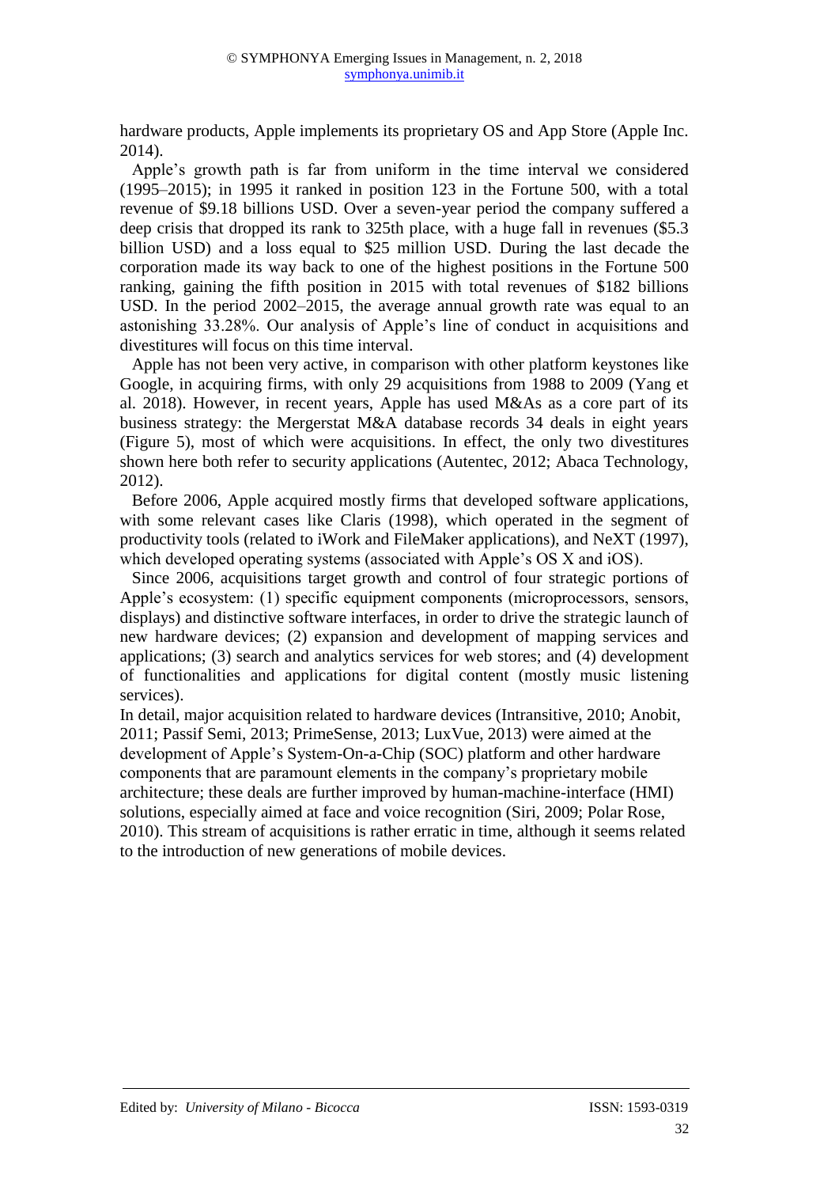hardware products, Apple implements its proprietary OS and App Store (Apple Inc. 2014).

Apple's growth path is far from uniform in the time interval we considered (1995–2015); in 1995 it ranked in position 123 in the Fortune 500, with a total revenue of $9.18 billions USD. Over a seven-year period the company suffered a deep crisis that dropped its rank to 325th place, with a huge fall in revenues ($5.3 billion USD) and a loss equal to $25 million USD. During the last decade the corporation made its way back to one of the highest positions in the Fortune 500 ranking, gaining the fifth position in 2015 with total revenues of $182 billions USD. In the period 2002–2015, the average annual growth rate was equal to an astonishing 33.28%. Our analysis of Apple's line of conduct in acquisitions and divestitures will focus on this time interval.

Apple has not been very active, in comparison with other platform keystones like Google, in acquiring firms, with only 29 acquisitions from 1988 to 2009 (Yang et al. 2018). However, in recent years, Apple has used M&As as a core part of its business strategy: the Mergerstat M&A database records 34 deals in eight years (Figure 5), most of which were acquisitions. In effect, the only two divestitures shown here both refer to security applications (Autentec, 2012; Abaca Technology, 2012).

Before 2006, Apple acquired mostly firms that developed software applications, with some relevant cases like Claris (1998), which operated in the segment of productivity tools (related to iWork and FileMaker applications), and NeXT (1997), which developed operating systems (associated with Apple's OS X and iOS).

Since 2006, acquisitions target growth and control of four strategic portions of Apple's ecosystem: (1) specific equipment components (microprocessors, sensors, displays) and distinctive software interfaces, in order to drive the strategic launch of new hardware devices; (2) expansion and development of mapping services and applications; (3) search and analytics services for web stores; and (4) development of functionalities and applications for digital content (mostly music listening services).

In detail, major acquisition related to hardware devices (Intransitive, 2010; Anobit, 2011; Passif Semi, 2013; PrimeSense, 2013; LuxVue, 2013) were aimed at the development of Apple's System-On-a-Chip (SOC) platform and other hardware components that are paramount elements in the company's proprietary mobile architecture; these deals are further improved by human-machine-interface (HMI) solutions, especially aimed at face and voice recognition (Siri, 2009; Polar Rose, 2010). This stream of acquisitions is rather erratic in time, although it seems related to the introduction of new generations of mobile devices.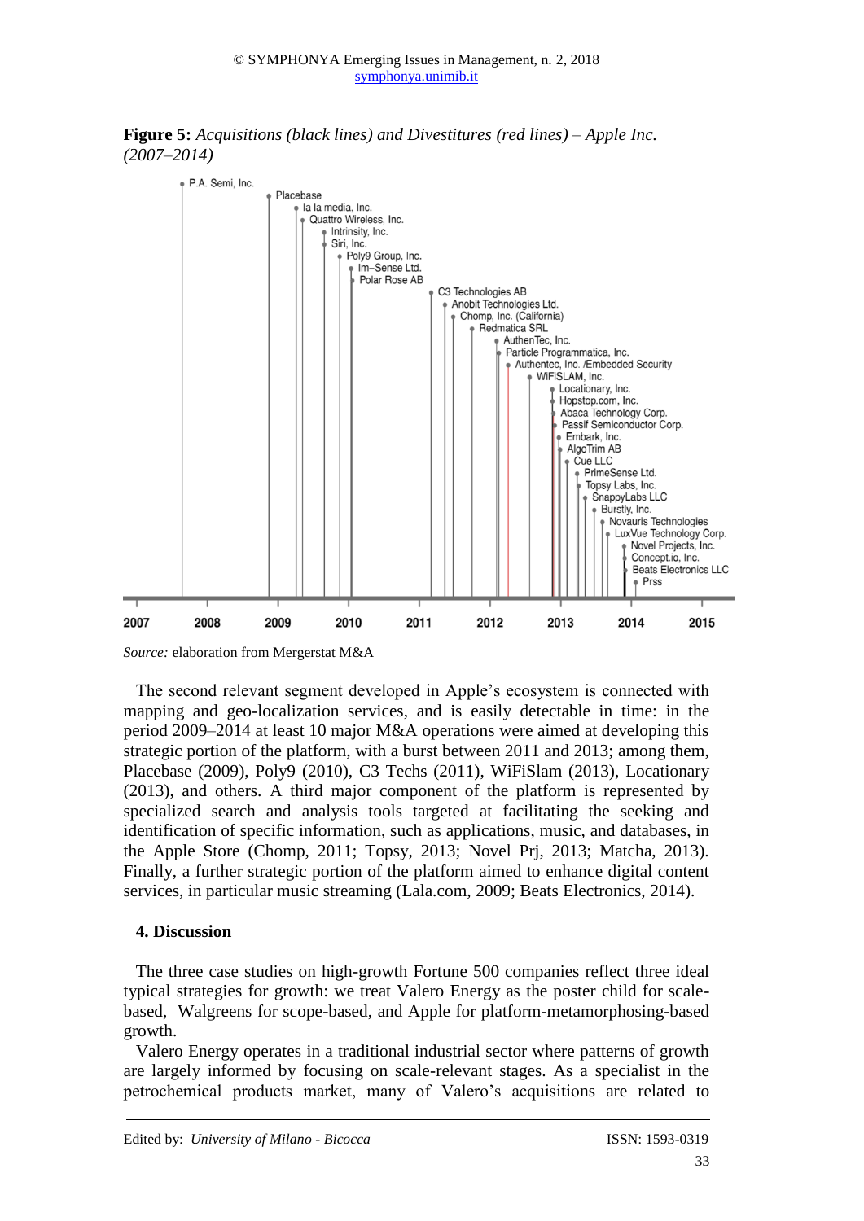**Figure 5:** *Acquisitions (black lines) and Divestitures (red lines) – Apple Inc. (2007–2014)*

P.A. Semi, Inc.
Placebase
la la media, Inc.
Quattro Wireless, Inc.
Intrinsity, Inc.
Siri, Inc.
Poly9 Group, Inc.
Im–Sense Ltd.
Polar Rose AB
C3 Technologies AB
Anobit Technologies Ltd.
Chomp, Inc. (California)
Redmatica SRL
AuthenTec, Inc.
Particle Programmatica, Inc.
Authentec, Inc. /Embedded Security
WiFiSLAM, Inc.
Locationary, Inc.
Hopstop.com, Inc.
Abaca Technology Corp.
Passif Semiconductor Corp.
Embark, Inc.
AlgoTrim AB
Cue LLC
PrimeSense Ltd.
Topsy Labs, Inc.
SnappyLabs LLC
Burstly, Inc.
Novauris Technologies
LuxVue Technology Corp.
Novel Projects, Inc.
Concept.io, Inc.
Beats Electronics LLC
Prss

2007 2008 2009 2010 2011 2012 2013 2014 2015

*Source:* elaboration from Mergerstat M&A

The second relevant segment developed in Apple's ecosystem is connected with mapping and geo-localization services, and is easily detectable in time: in the period 2009–2014 at least 10 major M&A operations were aimed at developing this strategic portion of the platform, with a burst between 2011 and 2013; among them, Placebase (2009), Poly9 (2010), C3 Techs (2011), WiFiSlam (2013), Locationary (2013), and others. A third major component of the platform is represented by specialized search and analysis tools targeted at facilitating the seeking and identification of specific information, such as applications, music, and databases, in the Apple Store (Chomp, 2011; Topsy, 2013; Novel Prj, 2013; Matcha, 2013). Finally, a further strategic portion of the platform aimed to enhance digital content services, in particular music streaming (Lala.com, 2009; Beats Electronics, 2014).

## 4. Discussion

The three case studies on high-growth Fortune 500 companies reflect three ideal typical strategies for growth: we treat Valero Energy as the poster child for scale-based, Walgreens for scope-based, and Apple for platform-metamorphosing-based growth.

Valero Energy operates in a traditional industrial sector where patterns of growth are largely informed by focusing on scale-relevant stages. As a specialist in the petrochemical products market, many of Valero's acquisitions are related to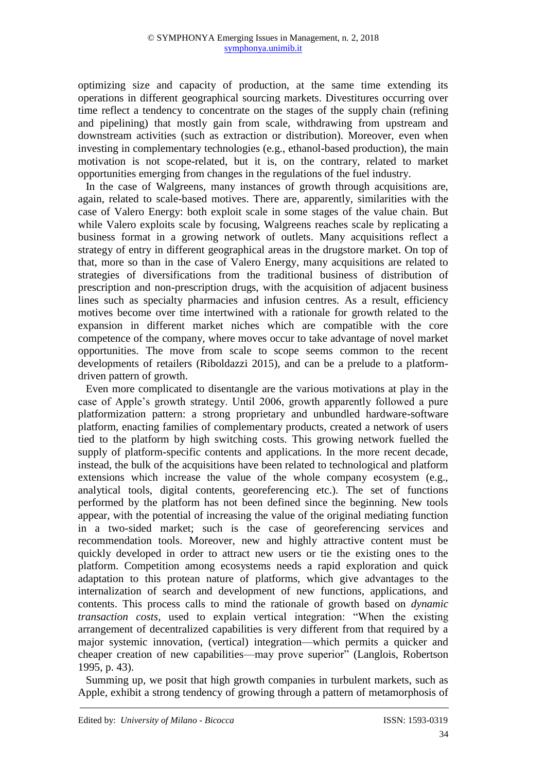optimizing size and capacity of production, at the same time extending its operations in different geographical sourcing markets. Divestitures occurring over time reflect a tendency to concentrate on the stages of the supply chain (refining and pipelining) that mostly gain from scale, withdrawing from upstream and downstream activities (such as extraction or distribution). Moreover, even when investing in complementary technologies (e.g., ethanol-based production), the main motivation is not scope-related, but it is, on the contrary, related to market opportunities emerging from changes in the regulations of the fuel industry.

In the case of Walgreens, many instances of growth through acquisitions are, again, related to scale-based motives. There are, apparently, similarities with the case of Valero Energy: both exploit scale in some stages of the value chain. But while Valero exploits scale by focusing, Walgreens reaches scale by replicating a business format in a growing network of outlets. Many acquisitions reflect a strategy of entry in different geographical areas in the drugstore market. On top of that, more so than in the case of Valero Energy, many acquisitions are related to strategies of diversifications from the traditional business of distribution of prescription and non-prescription drugs, with the acquisition of adjacent business lines such as specialty pharmacies and infusion centres. As a result, efficiency motives become over time intertwined with a rationale for growth related to the expansion in different market niches which are compatible with the core competence of the company, where moves occur to take advantage of novel market opportunities. The move from scale to scope seems common to the recent developments of retailers (Riboldazzi 2015), and can be a prelude to a platform-driven pattern of growth.

Even more complicated to disentangle are the various motivations at play in the case of Apple's growth strategy. Until 2006, growth apparently followed a pure platformization pattern: a strong proprietary and unbundled hardware-software platform, enacting families of complementary products, created a network of users tied to the platform by high switching costs. This growing network fuelled the supply of platform-specific contents and applications. In the more recent decade, instead, the bulk of the acquisitions have been related to technological and platform extensions which increase the value of the whole company ecosystem (e.g., analytical tools, digital contents, georeferencing etc.). The set of functions performed by the platform has not been defined since the beginning. New tools appear, with the potential of increasing the value of the original mediating function in a two-sided market; such is the case of georeferencing services and recommendation tools. Moreover, new and highly attractive content must be quickly developed in order to attract new users or tie the existing ones to the platform. Competition among ecosystems needs a rapid exploration and quick adaptation to this protean nature of platforms, which give advantages to the internalization of search and development of new functions, applications, and contents. This process calls to mind the rationale of growth based on *dynamic transaction costs*, used to explain vertical integration: "When the existing arrangement of decentralized capabilities is very different from that required by a major systemic innovation, (vertical) integration—which permits a quicker and cheaper creation of new capabilities—may prove superior" (Langlois, Robertson 1995, p. 43).

Summing up, we posit that high growth companies in turbulent markets, such as Apple, exhibit a strong tendency of growing through a pattern of metamorphosis of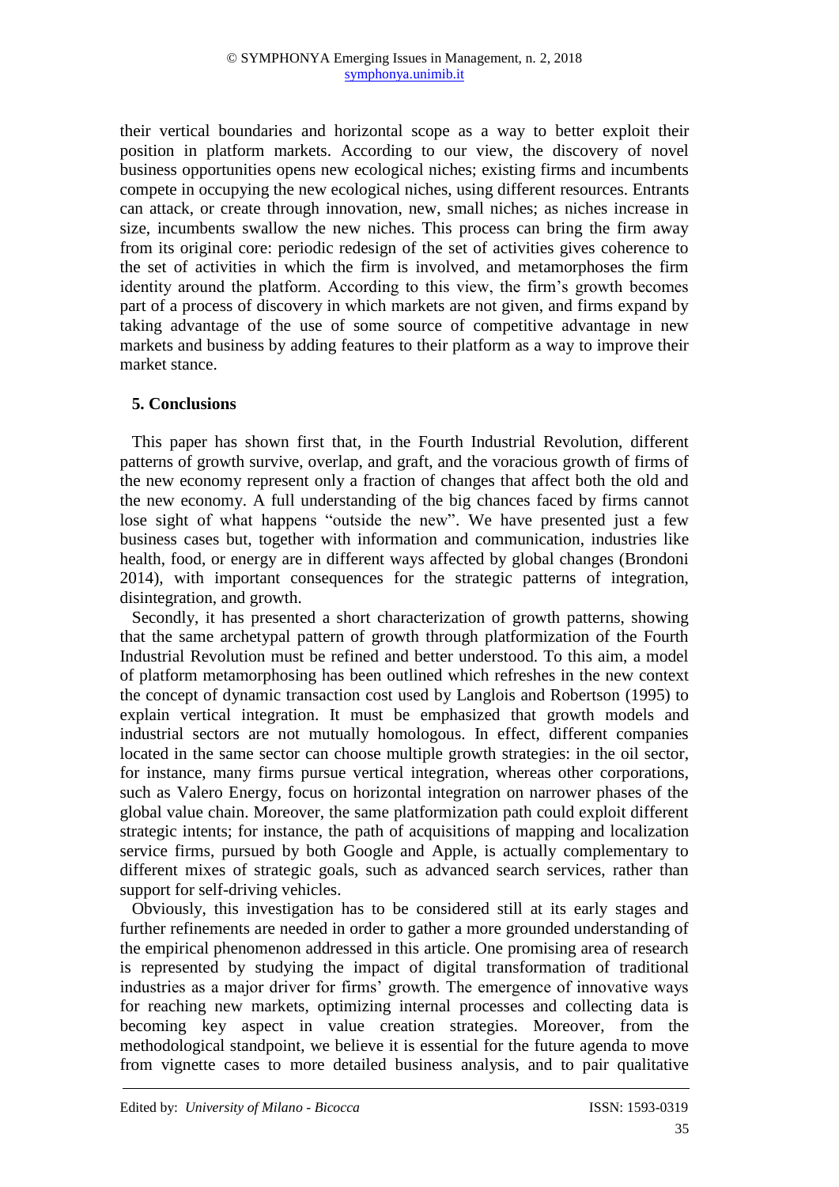their vertical boundaries and horizontal scope as a way to better exploit their position in platform markets. According to our view, the discovery of novel business opportunities opens new ecological niches; existing firms and incumbents compete in occupying the new ecological niches, using different resources. Entrants can attack, or create through innovation, new, small niches; as niches increase in size, incumbents swallow the new niches. This process can bring the firm away from its original core: periodic redesign of the set of activities gives coherence to the set of activities in which the firm is involved, and metamorphoses the firm identity around the platform. According to this view, the firm's growth becomes part of a process of discovery in which markets are not given, and firms expand by taking advantage of the use of some source of competitive advantage in new markets and business by adding features to their platform as a way to improve their market stance.

## 5. Conclusions

This paper has shown first that, in the Fourth Industrial Revolution, different patterns of growth survive, overlap, and graft, and the voracious growth of firms of the new economy represent only a fraction of changes that affect both the old and the new economy. A full understanding of the big chances faced by firms cannot lose sight of what happens "outside the new". We have presented just a few business cases but, together with information and communication, industries like health, food, or energy are in different ways affected by global changes (Brondoni 2014), with important consequences for the strategic patterns of integration, disintegration, and growth.

Secondly, it has presented a short characterization of growth patterns, showing that the same archetypal pattern of growth through platformization of the Fourth Industrial Revolution must be refined and better understood. To this aim, a model of platform metamorphosing has been outlined which refreshes in the new context the concept of dynamic transaction cost used by Langlois and Robertson (1995) to explain vertical integration. It must be emphasized that growth models and industrial sectors are not mutually homologous. In effect, different companies located in the same sector can choose multiple growth strategies: in the oil sector, for instance, many firms pursue vertical integration, whereas other corporations, such as Valero Energy, focus on horizontal integration on narrower phases of the global value chain. Moreover, the same platformization path could exploit different strategic intents; for instance, the path of acquisitions of mapping and localization service firms, pursued by both Google and Apple, is actually complementary to different mixes of strategic goals, such as advanced search services, rather than support for self-driving vehicles.

Obviously, this investigation has to be considered still at its early stages and further refinements are needed in order to gather a more grounded understanding of the empirical phenomenon addressed in this article. One promising area of research is represented by studying the impact of digital transformation of traditional industries as a major driver for firms' growth. The emergence of innovative ways for reaching new markets, optimizing internal processes and collecting data is becoming key aspect in value creation strategies. Moreover, from the methodological standpoint, we believe it is essential for the future agenda to move from vignette cases to more detailed business analysis, and to pair qualitative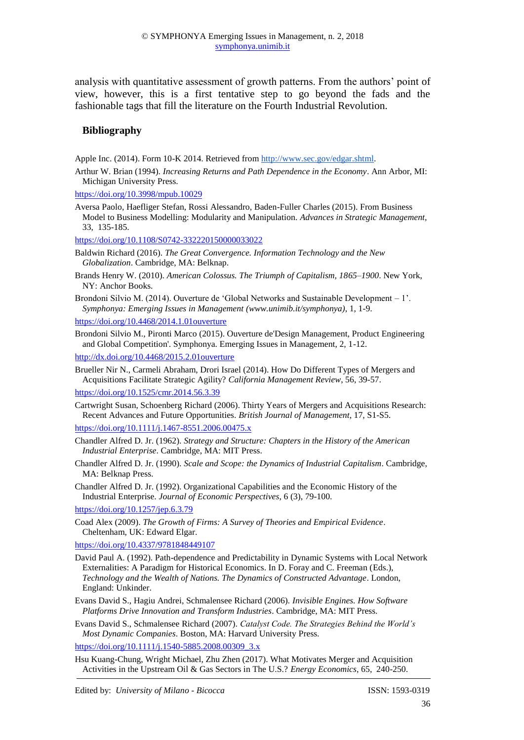analysis with quantitative assessment of growth patterns. From the authors' point of view, however, this is a first tentative step to go beyond the fads and the fashionable tags that fill the literature on the Fourth Industrial Revolution.

## Bibliography

Apple Inc. (2014). Form 10-K 2014. Retrieved from http://www.sec.gov/edgar.shtml.

Arthur W. Brian (1994). *Increasing Returns and Path Dependence in the Economy*. Ann Arbor, MI: Michigan University Press.

https://doi.org/10.3998/mpub.10029

Aversa Paolo, Haefliger Stefan, Rossi Alessandro, Baden-Fuller Charles (2015). From Business Model to Business Modelling: Modularity and Manipulation. *Advances in Strategic Management*, 33, 135-185.

https://doi.org/10.1108/S0742-332220150000033022

Baldwin Richard (2016). *The Great Convergence. Information Technology and the New Globalization*. Cambridge, MA: Belknap.

Brands Henry W. (2010). *American Colossus. The Triumph of Capitalism, 1865–1900*. New York, NY: Anchor Books.

Brondoni Silvio M. (2014). Ouverture de 'Global Networks and Sustainable Development – 1'. *Symphonya: Emerging Issues in Management (www.unimib.it/symphonya)*, 1, 1-9.

https://doi.org/10.4468/2014.1.01ouverture

Brondoni Silvio M., Pironti Marco (2015). Ouverture de'Design Management, Product Engineering and Global Competition'. Symphonya. Emerging Issues in Management, 2, 1-12.

http://dx.doi.org/10.4468/2015.2.01ouverture

Brueller Nir N., Carmeli Abraham, Drori Israel (2014). How Do Different Types of Mergers and Acquisitions Facilitate Strategic Agility? *California Management Review*, 56, 39-57.

https://doi.org/10.1525/cmr.2014.56.3.39

Cartwright Susan, Schoenberg Richard (2006). Thirty Years of Mergers and Acquisitions Research: Recent Advances and Future Opportunities. *British Journal of Management*, 17, S1-S5.

https://doi.org/10.1111/j.1467-8551.2006.00475.x

Chandler Alfred D. Jr. (1962). *Strategy and Structure: Chapters in the History of the American Industrial Enterprise*. Cambridge, MA: MIT Press.

Chandler Alfred D. Jr. (1990). *Scale and Scope: the Dynamics of Industrial Capitalism*. Cambridge, MA: Belknap Press.

Chandler Alfred D. Jr. (1992). Organizational Capabilities and the Economic History of the Industrial Enterprise. *Journal of Economic Perspectives*, 6 (3), 79-100.

https://doi.org/10.1257/jep.6.3.79

Coad Alex (2009). *The Growth of Firms: A Survey of Theories and Empirical Evidence*. Cheltenham, UK: Edward Elgar.

https://doi.org/10.4337/9781848449107

David Paul A. (1992). Path-dependence and Predictability in Dynamic Systems with Local Network Externalities: A Paradigm for Historical Economics. In D. Foray and C. Freeman (Eds.), *Technology and the Wealth of Nations. The Dynamics of Constructed Advantage*. London, England: Unkinder.

Evans David S., Hagiu Andrei, Schmalensee Richard (2006). *Invisible Engines. How Software Platforms Drive Innovation and Transform Industries*. Cambridge, MA: MIT Press.

Evans David S., Schmalensee Richard (2007). *Catalyst Code. The Strategies Behind the World's Most Dynamic Companies*. Boston, MA: Harvard University Press.

https://doi.org/10.1111/j.1540-5885.2008.00309_3.x

Hsu Kuang-Chung, Wright Michael, Zhu Zhen (2017). What Motivates Merger and Acquisition Activities in the Upstream Oil & Gas Sectors in The U.S.? *Energy Economics*, 65, 240-250.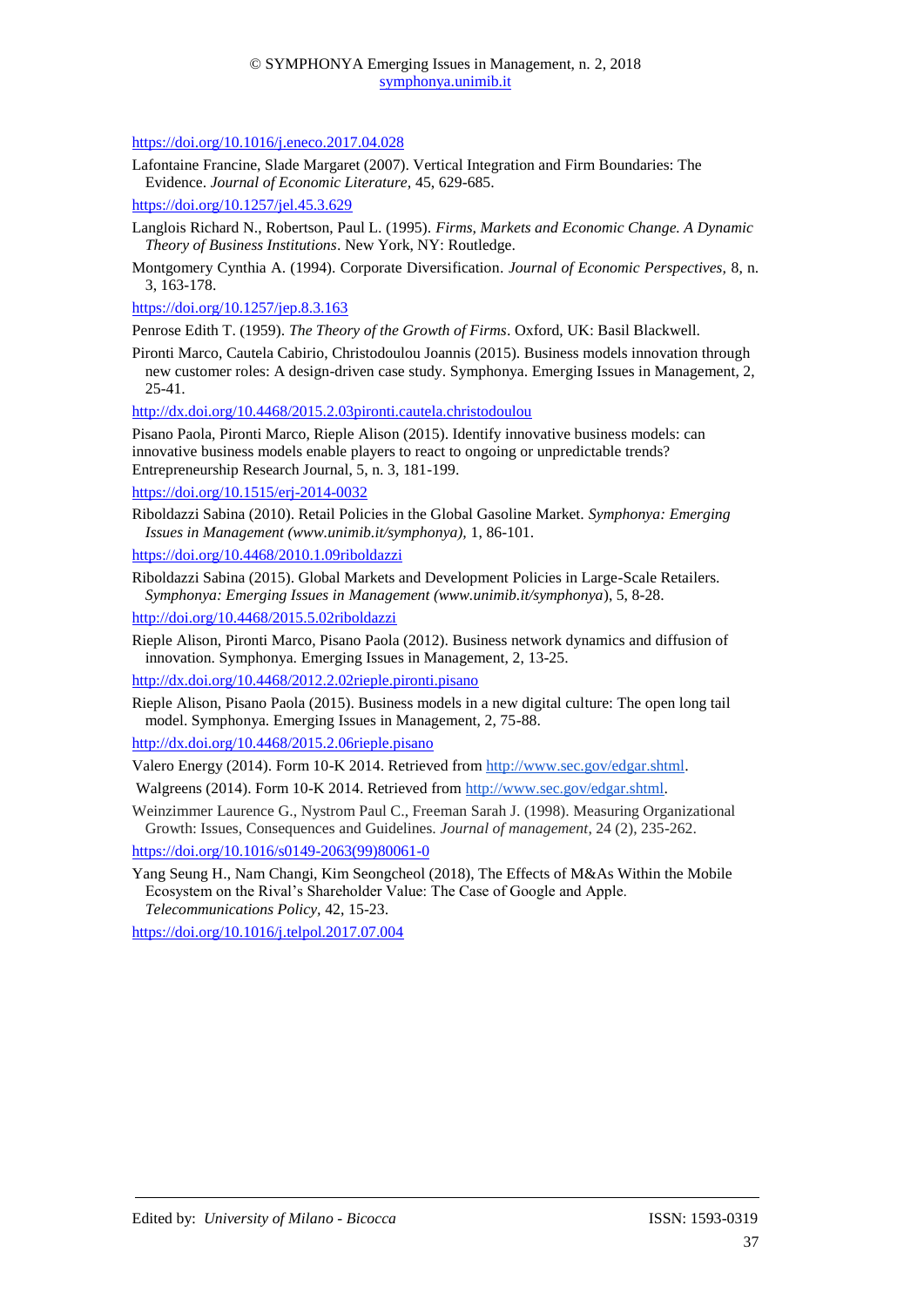https://doi.org/10.1016/j.eneco.2017.04.028

Lafontaine Francine, Slade Margaret (2007). Vertical Integration and Firm Boundaries: The Evidence. *Journal of Economic Literature*, 45, 629-685.

https://doi.org/10.1257/jel.45.3.629

Langlois Richard N., Robertson, Paul L. (1995). *Firms, Markets and Economic Change. A Dynamic Theory of Business Institutions*. New York, NY: Routledge.

Montgomery Cynthia A. (1994). Corporate Diversification. *Journal of Economic Perspectives,* 8, n. 3, 163-178.

https://doi.org/10.1257/jep.8.3.163

Penrose Edith T. (1959). *The Theory of the Growth of Firms*. Oxford, UK: Basil Blackwell.

Pironti Marco, Cautela Cabirio, Christodoulou Joannis (2015). Business models innovation through new customer roles: A design-driven case study. Symphonya. Emerging Issues in Management, 2, 25-41.

http://dx.doi.org/10.4468/2015.2.03pironti.cautela.christodoulou

Pisano Paola, Pironti Marco, Rieple Alison (2015). Identify innovative business models: can innovative business models enable players to react to ongoing or unpredictable trends? Entrepreneurship Research Journal, 5, n. 3, 181-199.

https://doi.org/10.1515/erj-2014-0032

Riboldazzi Sabina (2010). Retail Policies in the Global Gasoline Market. *Symphonya: Emerging Issues in Management (www.unimib.it/symphonya)*, 1, 86-101.

https://doi.org/10.4468/2010.1.09riboldazzi

Riboldazzi Sabina (2015). Global Markets and Development Policies in Large-Scale Retailers. *Symphonya: Emerging Issues in Management (www.unimib.it/symphonya*), 5, 8-28.

http://doi.org/10.4468/2015.5.02riboldazzi

Rieple Alison, Pironti Marco, Pisano Paola (2012). Business network dynamics and diffusion of innovation. Symphonya. Emerging Issues in Management, 2, 13-25.

http://dx.doi.org/10.4468/2012.2.02rieple.pironti.pisano

Rieple Alison, Pisano Paola (2015). Business models in a new digital culture: The open long tail model. Symphonya. Emerging Issues in Management, 2, 75-88.

http://dx.doi.org/10.4468/2015.2.06rieple.pisano

Valero Energy (2014). Form 10-K 2014. Retrieved from http://www.sec.gov/edgar.shtml.

Walgreens (2014). Form 10-K 2014. Retrieved from http://www.sec.gov/edgar.shtml.

Weinzimmer Laurence G., Nystrom Paul C., Freeman Sarah J. (1998). Measuring Organizational Growth: Issues, Consequences and Guidelines. *Journal of management*, 24 (2), 235-262.

https://doi.org/10.1016/s0149-2063(99)80061-0

Yang Seung H., Nam Changi, Kim Seongcheol (2018), The Effects of M&As Within the Mobile Ecosystem on the Rival's Shareholder Value: The Case of Google and Apple. *Telecommunications Policy*, 42, 15-23.

https://doi.org/10.1016/j.telpol.2017.07.004